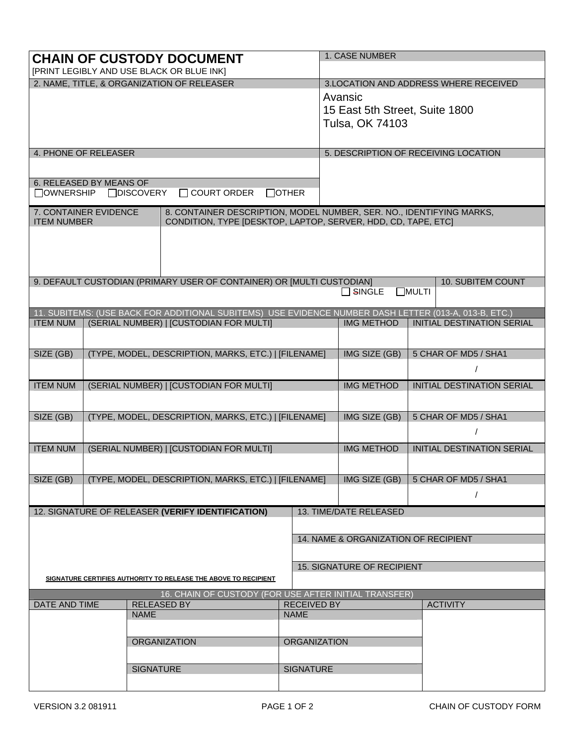# CHAIN OF CUSTODY DOCUMENT

[PRINT LEGIBLY AND USE BLACK OR BLUE INK]

| 1. CASE NUMBER |
|---|
| |

| 2. NAME, TITLE, & ORGANIZATION OF RELEASER | 3.LOCATION AND ADDRESS WHERE RECEIVED |
|---|---|
| | Avansic<br>15 East 5th Street, Suite 1800<br>Tulsa, OK 74103 |
| **4. PHONE OF RELEASER** | **5. DESCRIPTION OF RECEIVING LOCATION** |
| | |
| **6. RELEASED BY MEANS OF**<br>☐OWNERSHIP ☐DISCOVERY ☐ COURT ORDER ☐OTHER | |

| 7. CONTAINER EVIDENCE ITEM NUMBER | 8. CONTAINER DESCRIPTION, MODEL NUMBER, SER. NO., IDENTIFYING MARKS, CONDITION, TYPE [DESKTOP, LAPTOP, SERVER, HDD, CD, TAPE, ETC] |
|---|---|
| | |

| 9. DEFAULT CUSTODIAN (PRIMARY USER OF CONTAINER) OR [MULTI CUSTODIAN] | 10. SUBITEM COUNT |
|---|---|
| ☐ SINGLE ☐MULTI | |

**11. SUBITEMS: (USE BACK FOR ADDITIONAL SUBITEMS) USE EVIDENCE NUMBER DASH LETTER (013-A, 013-B, ETC.)**

| ITEM NUM | (SERIAL NUMBER) \| [CUSTODIAN FOR MULTI] | IMG METHOD | INITIAL DESTINATION SERIAL |
|---|---|---|---|
| | | | |
| **SIZE (GB)** | **(TYPE, MODEL, DESCRIPTION, MARKS, ETC.) \| [FILENAME]** | **IMG SIZE (GB)** | **5 CHAR OF MD5 / SHA1** |
| | | | / |
| **ITEM NUM** | **(SERIAL NUMBER) \| [CUSTODIAN FOR MULTI]** | **IMG METHOD** | **INITIAL DESTINATION SERIAL** |
| | | | |
| **SIZE (GB)** | **(TYPE, MODEL, DESCRIPTION, MARKS, ETC.) \| [FILENAME]** | **IMG SIZE (GB)** | **5 CHAR OF MD5 / SHA1** |
| | | | / |
| **ITEM NUM** | **(SERIAL NUMBER) \| [CUSTODIAN FOR MULTI]** | **IMG METHOD** | **INITIAL DESTINATION SERIAL** |
| | | | |
| **SIZE (GB)** | **(TYPE, MODEL, DESCRIPTION, MARKS, ETC.) \| [FILENAME]** | **IMG SIZE (GB)** | **5 CHAR OF MD5 / SHA1** |
| | | | / |

| 12. SIGNATURE OF RELEASER **(VERIFY IDENTIFICATION)** | 13. TIME/DATE RELEASED |
|---|---|
| | |
| | **14. NAME & ORGANIZATION OF RECIPIENT** |
| | |
| | **15. SIGNATURE OF RECIPIENT** |
| SIGNATURE CERTIFIES AUTHORITY TO RELEASE THE ABOVE TO RECIPIENT | |

**16. CHAIN OF CUSTODY (FOR USE AFTER INITIAL TRANSFER)**

| DATE AND TIME | RELEASED BY | RECEIVED BY | ACTIVITY |
|---|---|---|---|
| | NAME | NAME | |
| | | | |
| | ORGANIZATION | ORGANIZATION | |
| | | | |
| | SIGNATURE | SIGNATURE | |
| | | | |

VERSION 3.2 081911 CHAIN OF CUSTODY FORM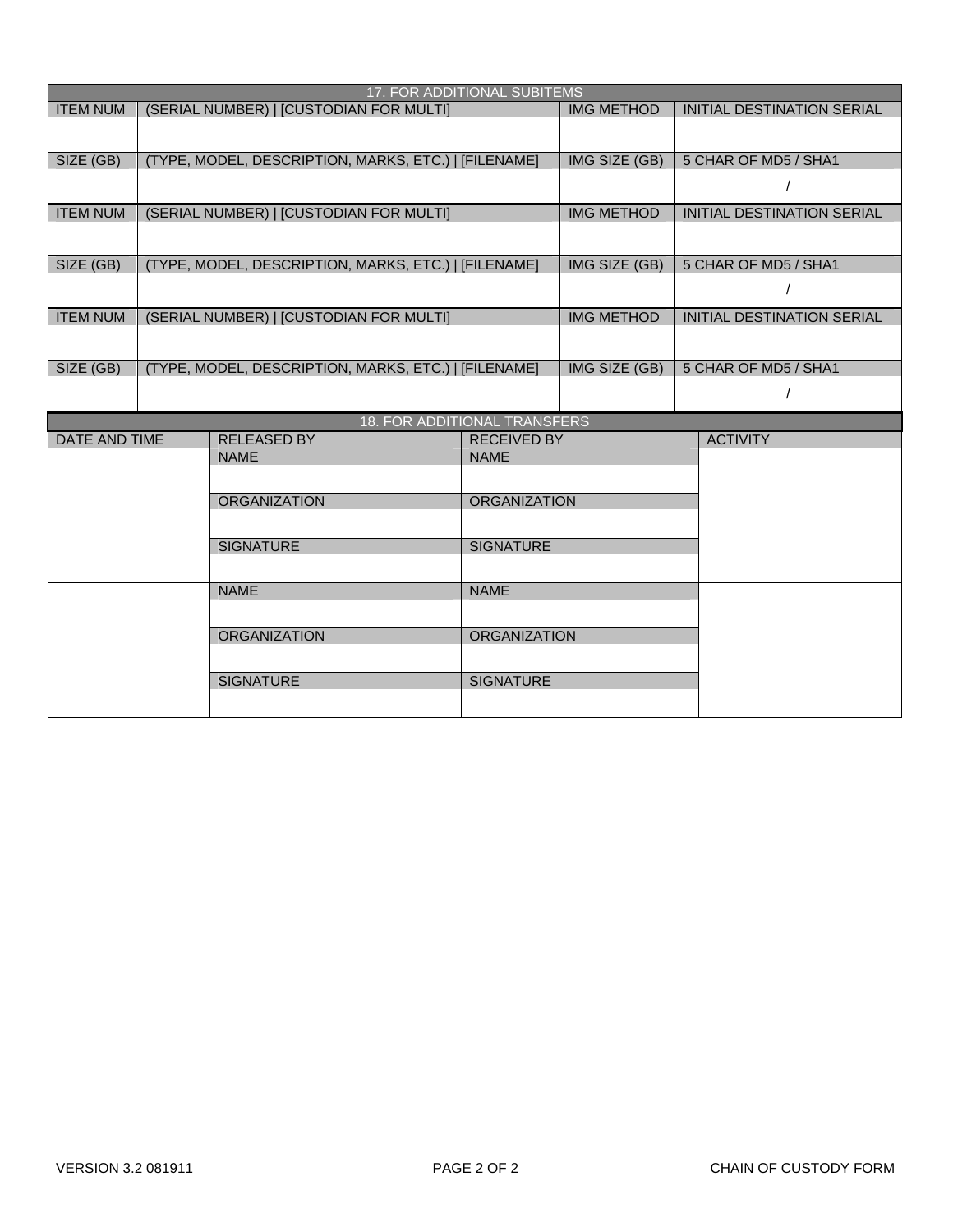## 17. FOR ADDITIONAL SUBITEMS

| ITEM NUM | (SERIAL NUMBER) \| [CUSTODIAN FOR MULTI] | IMG METHOD | INITIAL DESTINATION SERIAL |
|---|---|---|---|
| | | | |
| SIZE (GB) | (TYPE, MODEL, DESCRIPTION, MARKS, ETC.) \| [FILENAME] | IMG SIZE (GB) | 5 CHAR OF MD5 / SHA1 |
| | | | / |
| ITEM NUM | (SERIAL NUMBER) \| [CUSTODIAN FOR MULTI] | IMG METHOD | INITIAL DESTINATION SERIAL |
| | | | |
| SIZE (GB) | (TYPE, MODEL, DESCRIPTION, MARKS, ETC.) \| [FILENAME] | IMG SIZE (GB) | 5 CHAR OF MD5 / SHA1 |
| | | | / |
| ITEM NUM | (SERIAL NUMBER) \| [CUSTODIAN FOR MULTI] | IMG METHOD | INITIAL DESTINATION SERIAL |
| | | | |
| SIZE (GB) | (TYPE, MODEL, DESCRIPTION, MARKS, ETC.) \| [FILENAME] | IMG SIZE (GB) | 5 CHAR OF MD5 / SHA1 |
| | | | / |

## 18. FOR ADDITIONAL TRANSFERS

| DATE AND TIME | RELEASED BY | RECEIVED BY | ACTIVITY |
|---|---|---|---|
| | NAME | NAME | |
| | | | |
| | ORGANIZATION | ORGANIZATION | |
| | | | |
| | SIGNATURE | SIGNATURE | |
| | | | |
| | NAME | NAME | |
| | | | |
| | ORGANIZATION | ORGANIZATION | |
| | | | |
| | SIGNATURE | SIGNATURE | |
| | | | |